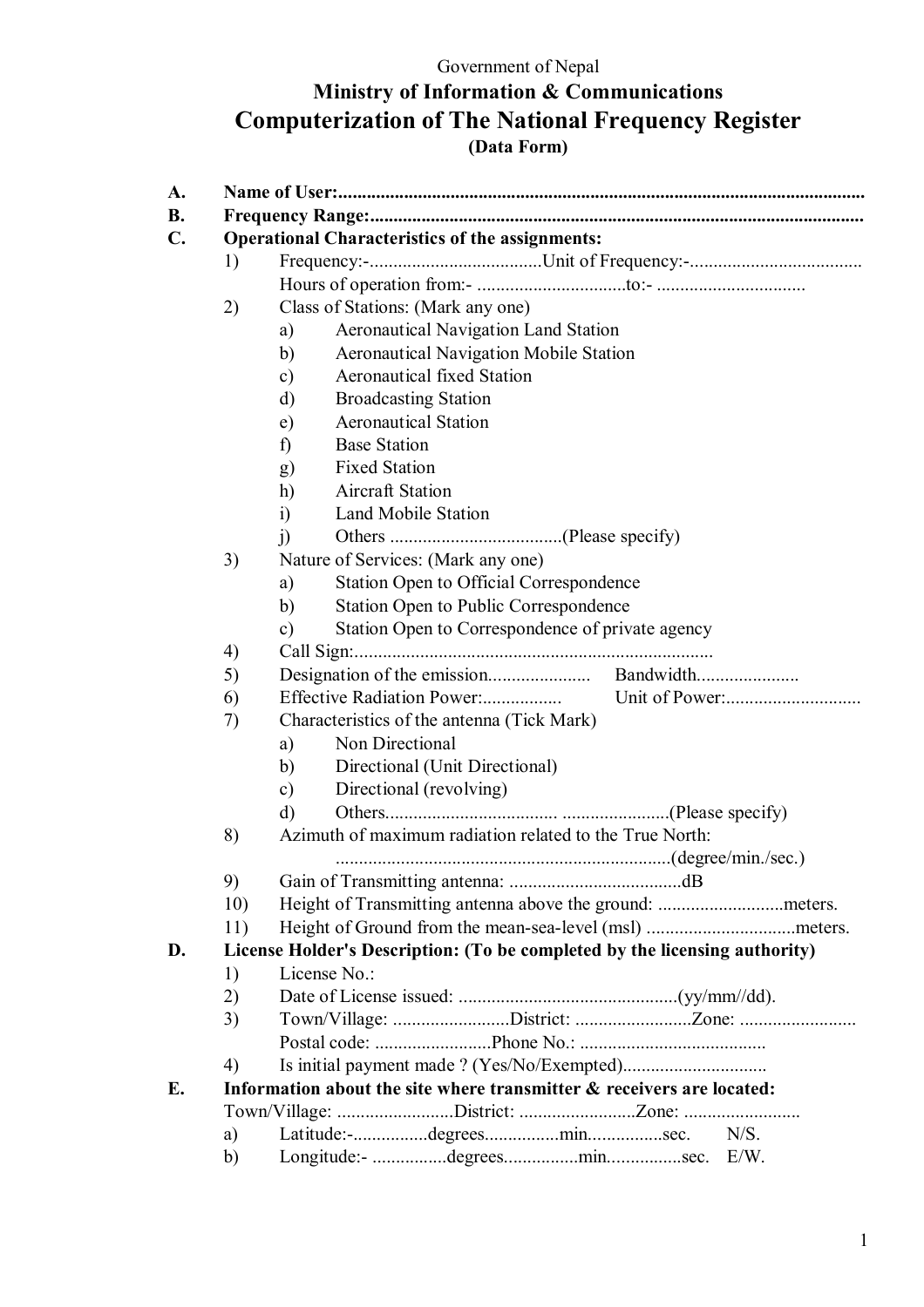Government of Nepal

# Ministry of Information & Communications

# Computerization of The National Frequency Register

**(Data Form)**

**A. Name of User:.................................................................................................................**

**B. Frequency Range:..........................................................................................................**

**C. Operational Characteristics of the assignments:**

1) Frequency:-.....................................Unit of Frequency:-.....................................
   Hours of operation from:- ................................to:- ................................
2) Class of Stations: (Mark any one)
   - a) Aeronautical Navigation Land Station
   - b) Aeronautical Navigation Mobile Station
   - c) Aeronautical fixed Station
   - d) Broadcasting Station
   - e) Aeronautical Station
   - f) Base Station
   - g) Fixed Station
   - h) Aircraft Station
   - i) Land Mobile Station
   - j) Others .....................................(Please specify)
3) Nature of Services: (Mark any one)
   - a) Station Open to Official Correspondence
   - b) Station Open to Public Correspondence
   - c) Station Open to Correspondence of private agency
4) Call Sign:............................................................................
5) Designation of the emission...................... Bandwidth......................
6) Effective Radiation Power:................. Unit of Power:.............................
7) Characteristics of the antenna (Tick Mark)
   - a) Non Directional
   - b) Directional (Unit Directional)
   - c) Directional (revolving)
   - d) Others..................................... .......................(Please specify)
8) Azimuth of maximum radiation related to the True North:
   ........................................................................(degree/min./sec.)
9) Gain of Transmitting antenna: .....................................dB
10) Height of Transmitting antenna above the ground: ...........................meters.
11) Height of Ground from the mean-sea-level (msl) ................................meters.

**D. License Holder's Description: (To be completed by the licensing authority)**

1) License No.:
2) Date of License issued: ...............................................(yy/mm//dd).
3) Town/Village: .........................District: .........................Zone: .........................
   Postal code: .........................Phone No.: .......................................
4) Is initial payment made ? (Yes/No/Exempted)..............................

**E. Information about the site where transmitter & receivers are located:**

Town/Village: .........................District: .........................Zone: .........................

- a) Latitude:-................degrees................min................sec. N/S.
- b) Longitude:- ................degrees................min................sec. E/W.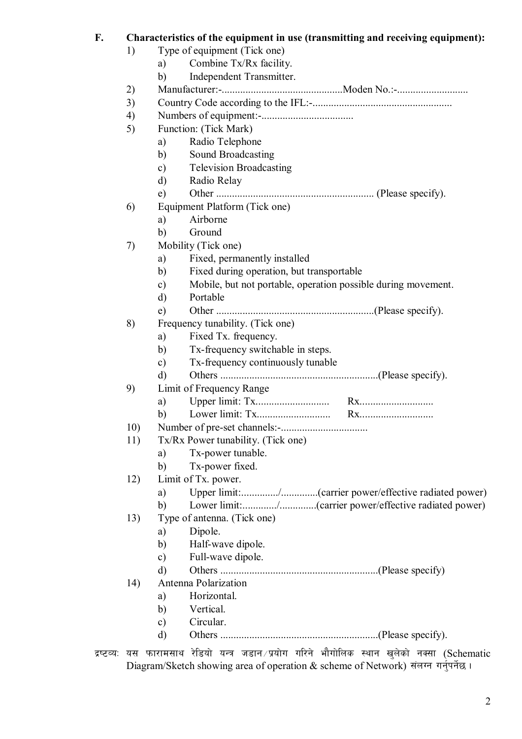**F. Characteristics of the equipment in use (transmitting and receiving equipment):**

1) Type of equipment (Tick one)
   - a) Combine Tx/Rx facility.
   - b) Independent Transmitter.
2) Manufacturer:-.............................................Moden No.:-..........................
3) Country Code according to the IFL:-....................................................
4) Numbers of equipment:-..................................
5) Function: (Tick Mark)
   - a) Radio Telephone
   - b) Sound Broadcasting
   - c) Television Broadcasting
   - d) Radio Relay
   - e) Other ........................................................... (Please specify).
6) Equipment Platform (Tick one)
   - a) Airborne
   - b) Ground
7) Mobility (Tick one)
   - a) Fixed, permanently installed
   - b) Fixed during operation, but transportable
   - c) Mobile, but not portable, operation possible during movement.
   - d) Portable
   - e) Other ...........................................................(Please specify).
8) Frequency tunability. (Tick one)
   - a) Fixed Tx. frequency.
   - b) Tx-frequency switchable in steps.
   - c) Tx-frequency continuously tunable
   - d) Others ...........................................................(Please specify).
9) Limit of Frequency Range
   - a) Upper limit: Tx........................... Rx...........................
   - b) Lower limit: Tx........................... Rx...........................
10) Number of pre-set channels:-................................
11) Tx/Rx Power tunability. (Tick one)
    - a) Tx-power tunable.
    - b) Tx-power fixed.
12) Limit of Tx. power.
    - a) Upper limit:............../..............(carrier power/effective radiated power)
    - b) Lower limit:............./..............(carrier power/effective radiated power)
13) Type of antenna. (Tick one)
    - a) Dipole.
    - b) Half-wave dipole.
    - c) Full-wave dipole.
    - d) Others ...........................................................(Please specify)
14) Antenna Polarization
    - a) Horizontal.
    - b) Vertical.
    - c) Circular.
    - d) Others ...........................................................(Please specify).

द्रष्टव्यः यस फारामसाथ रेडियो यन्त्र जडान/प्रयोग गरिने भौगोलिक स्थान खुलेको नक्सा (Schematic Diagram/Sketch showing area of operation & scheme of Network) संलग्न गर्नुपर्नेछ ।